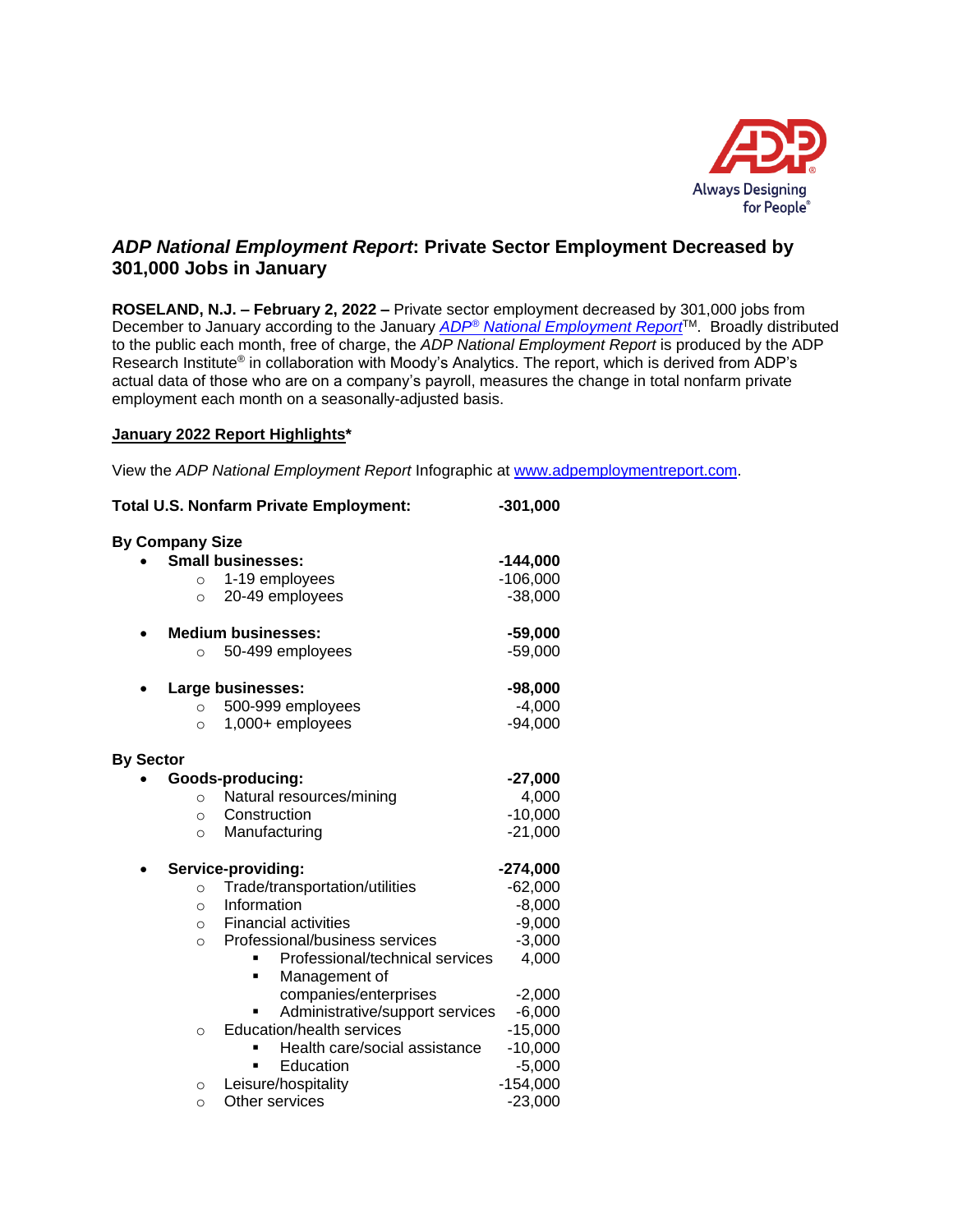# *ADP National Employment Report*: Private Sector Employment Decreased by 301,000 Jobs in January

**ROSELAND, N.J. – February 2, 2022 –** Private sector employment decreased by 301,000 jobs from December to January according to the January *ADP® National Employment Report*™. Broadly distributed to the public each month, free of charge, the *ADP National Employment Report* is produced by the ADP Research Institute® in collaboration with Moody's Analytics. The report, which is derived from ADP's actual data of those who are on a company's payroll, measures the change in total nonfarm private employment each month on a seasonally-adjusted basis.

## January 2022 Report Highlights*

View the *ADP National Employment Report* Infographic at www.adpemploymentreport.com.

| | |
|---|---|
| **Total U.S. Nonfarm Private Employment:** | **-301,000** |
| **By Company Size** | |
| • **Small businesses:** | **-144,000** |
| ○ 1-19 employees | -106,000 |
| ○ 20-49 employees | -38,000 |
| • **Medium businesses:** | **-59,000** |
| ○ 50-499 employees | -59,000 |
| • **Large businesses:** | **-98,000** |
| ○ 500-999 employees | -4,000 |
| ○ 1,000+ employees | -94,000 |
| **By Sector** | |
| • **Goods-producing:** | **-27,000** |
| ○ Natural resources/mining | 4,000 |
| ○ Construction | -10,000 |
| ○ Manufacturing | -21,000 |
| • **Service-providing:** | **-274,000** |
| ○ Trade/transportation/utilities | -62,000 |
| ○ Information | -8,000 |
| ○ Financial activities | -9,000 |
| ○ Professional/business services | -3,000 |
| ▪ Professional/technical services | 4,000 |
| ▪ Management of companies/enterprises | -2,000 |
| ▪ Administrative/support services | -6,000 |
| ○ Education/health services | -15,000 |
| ▪ Health care/social assistance | -10,000 |
| ▪ Education | -5,000 |
| ○ Leisure/hospitality | -154,000 |
| ○ Other services | -23,000 |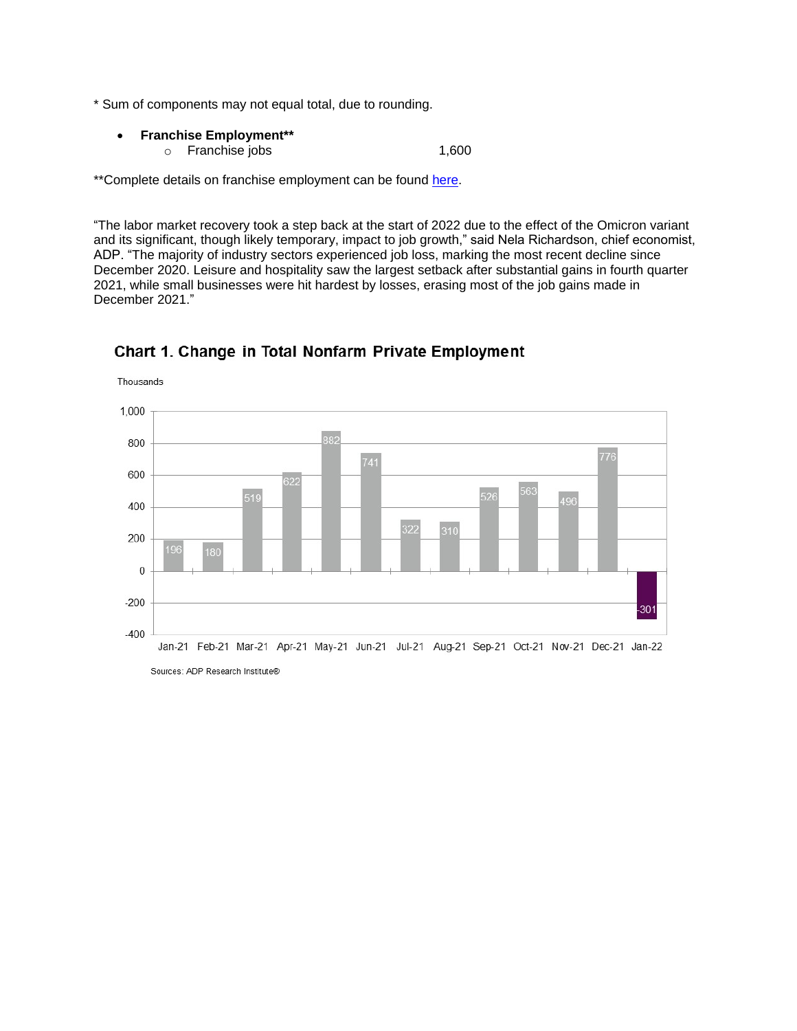* Sum of components may not equal total, due to rounding.

- **Franchise Employment****
  - Franchise jobs 1,600

**Complete details on franchise employment can be found here.

"The labor market recovery took a step back at the start of 2022 due to the effect of the Omicron variant and its significant, though likely temporary, impact to job growth," said Nela Richardson, chief economist, ADP. "The majority of industry sectors experienced job loss, marking the most recent decline since December 2020. Leisure and hospitality saw the largest setback after substantial gains in fourth quarter 2021, while small businesses were hit hardest by losses, erasing most of the job gains made in December 2021."

**Chart 1. Change in Total Nonfarm Private Employment**

Thousands

| Month | Change |
|---|---|
| Jan-21 | 196 |
| Feb-21 | 180 |
| Mar-21 | 519 |
| Apr-21 | 622 |
| May-21 | 882 |
| Jun-21 | 741 |
| Jul-21 | 322 |
| Aug-21 | 310 |
| Sep-21 | 526 |
| Oct-21 | 563 |
| Nov-21 | 496 |
| Dec-21 | 776 |
| Jan-22 | -301 |

Sources: ADP Research Institute®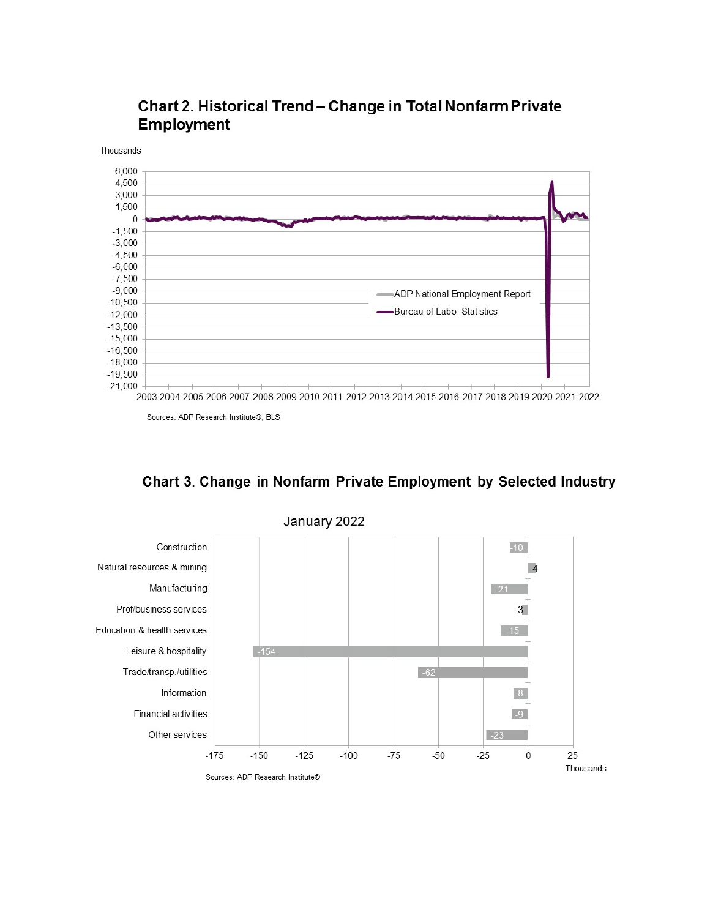## Chart 2. Historical Trend – Change in Total Nonfarm Private Employment

Thousands

Legend: ADP National Employment Report; Bureau of Labor Statistics

Sources: ADP Research Institute®, BLS

## Chart 3. Change in Nonfarm Private Employment by Selected Industry

January 2022

| Industry | Change (Thousands) |
| --- | --- |
| Construction | -10 |
| Natural resources & mining | 4 |
| Manufacturing | -21 |
| Prof/business services | -3 |
| Education & health services | -15 |
| Leisure & hospitality | -154 |
| Trade/transp./utilities | -62 |
| Information | -8 |
| Financial activities | -9 |
| Other services | -23 |

Sources: ADP Research Institute®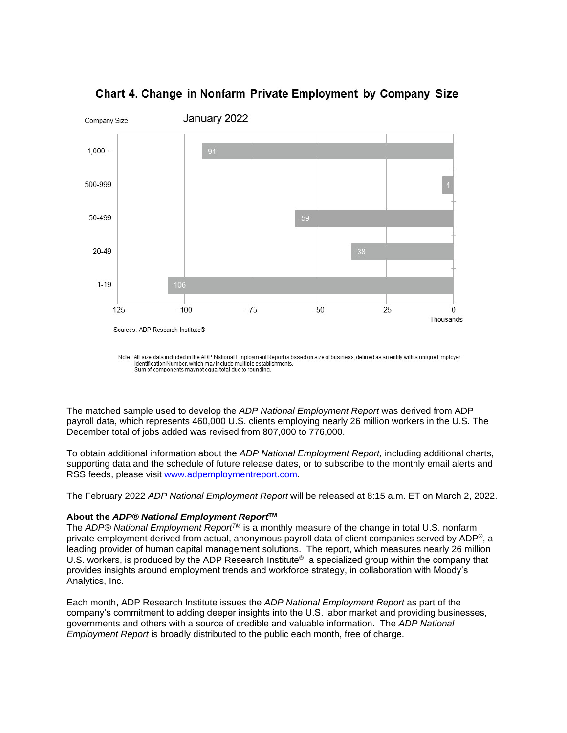## Chart 4. Change in Nonfarm Private Employment by Company Size

January 2022

| Company Size | Change (Thousands) |
|---|---|
| 1,000 + | -94 |
| 500-999 | -4 |
| 50-499 | -59 |
| 20-49 | -38 |
| 1-19 | -106 |

Sources: ADP Research Institute®

Note: All size data included in the ADP National Employment Report is based on size of business, defined as an entity with a unique Employer Identification Number, which may include multiple establishments.
Sum of components may not equal total due to rounding.

The matched sample used to develop the *ADP National Employment Report* was derived from ADP payroll data, which represents 460,000 U.S. clients employing nearly 26 million workers in the U.S. The December total of jobs added was revised from 807,000 to 776,000.

To obtain additional information about the *ADP National Employment Report,* including additional charts, supporting data and the schedule of future release dates, or to subscribe to the monthly email alerts and RSS feeds, please visit [www.adpemploymentreport.com](http://www.adpemploymentreport.com).

The February 2022 *ADP National Employment Report* will be released at 8:15 a.m. ET on March 2, 2022.

**About the *ADP® National Employment Report*™**
The *ADP® National Employment Report™* is a monthly measure of the change in total U.S. nonfarm private employment derived from actual, anonymous payroll data of client companies served by ADP®, a leading provider of human capital management solutions. The report, which measures nearly 26 million U.S. workers, is produced by the ADP Research Institute®, a specialized group within the company that provides insights around employment trends and workforce strategy, in collaboration with Moody's Analytics, Inc.

Each month, ADP Research Institute issues the *ADP National Employment Report* as part of the company's commitment to adding deeper insights into the U.S. labor market and providing businesses, governments and others with a source of credible and valuable information. The *ADP National Employment Report* is broadly distributed to the public each month, free of charge.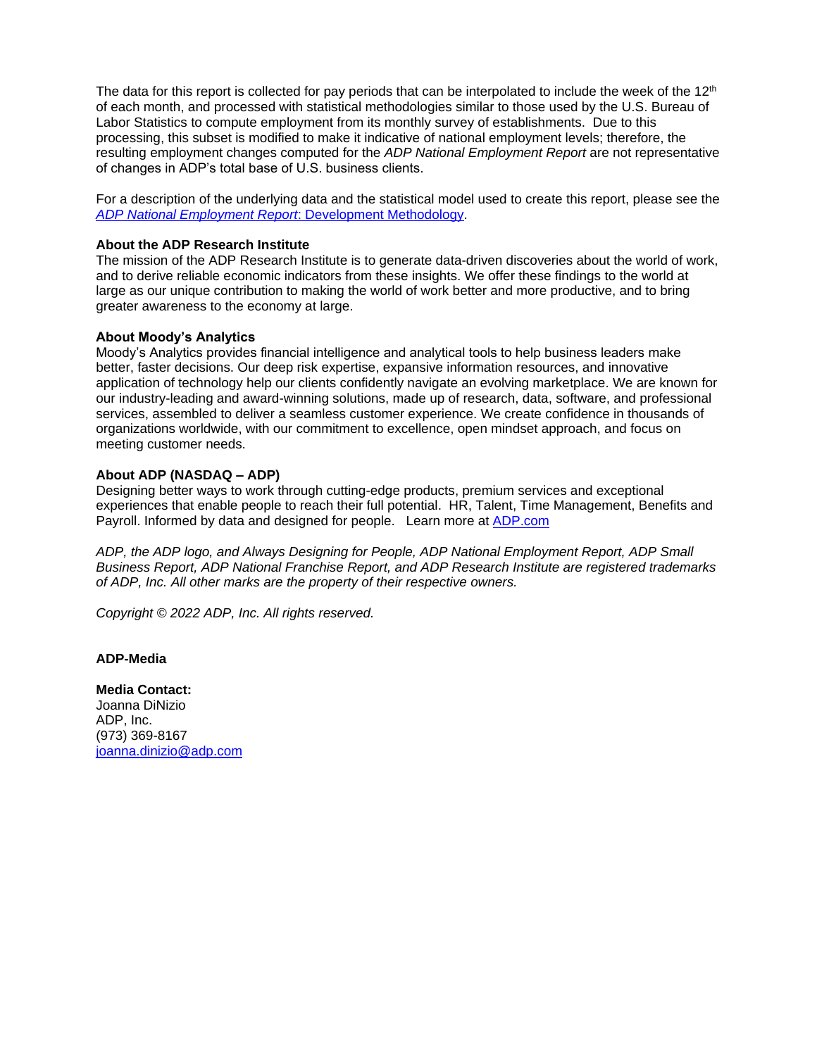The data for this report is collected for pay periods that can be interpolated to include the week of the 12th of each month, and processed with statistical methodologies similar to those used by the U.S. Bureau of Labor Statistics to compute employment from its monthly survey of establishments. Due to this processing, this subset is modified to make it indicative of national employment levels; therefore, the resulting employment changes computed for the *ADP National Employment Report* are not representative of changes in ADP's total base of U.S. business clients.

For a description of the underlying data and the statistical model used to create this report, please see the [*ADP National Employment Report*: Development Methodology](#).

**About the ADP Research Institute**
The mission of the ADP Research Institute is to generate data-driven discoveries about the world of work, and to derive reliable economic indicators from these insights. We offer these findings to the world at large as our unique contribution to making the world of work better and more productive, and to bring greater awareness to the economy at large.

**About Moody's Analytics**
Moody's Analytics provides financial intelligence and analytical tools to help business leaders make better, faster decisions. Our deep risk expertise, expansive information resources, and innovative application of technology help our clients confidently navigate an evolving marketplace. We are known for our industry-leading and award-winning solutions, made up of research, data, software, and professional services, assembled to deliver a seamless customer experience. We create confidence in thousands of organizations worldwide, with our commitment to excellence, open mindset approach, and focus on meeting customer needs.

**About ADP (NASDAQ – ADP)**
Designing better ways to work through cutting-edge products, premium services and exceptional experiences that enable people to reach their full potential. HR, Talent, Time Management, Benefits and Payroll. Informed by data and designed for people. Learn more at [ADP.com](#)

*ADP, the ADP logo, and Always Designing for People, ADP National Employment Report, ADP Small Business Report, ADP National Franchise Report, and ADP Research Institute are registered trademarks of ADP, Inc. All other marks are the property of their respective owners.*

*Copyright © 2022 ADP, Inc. All rights reserved.*

**ADP-Media**

**Media Contact:**
Joanna DiNizio
ADP, Inc.
(973) 369-8167
joanna.dinizio@adp.com